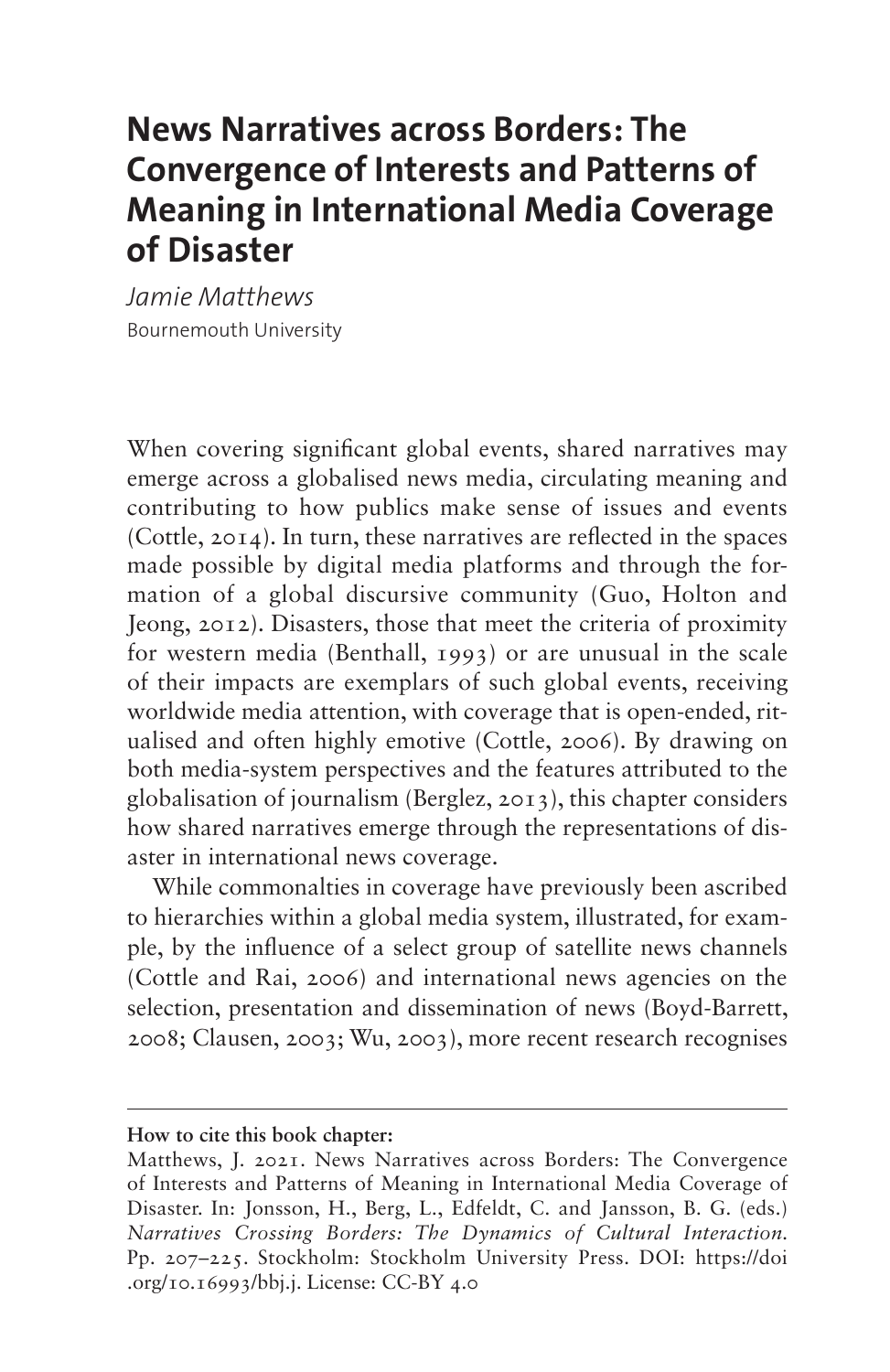# News Narratives across Borders: The Convergence of Interests and Patterns of Meaning in International Media Coverage of Disaster

*Jamie Matthews*
Bournemouth University

When covering significant global events, shared narratives may emerge across a globalised news media, circulating meaning and contributing to how publics make sense of issues and events (Cottle, 2014). In turn, these narratives are reflected in the spaces made possible by digital media platforms and through the formation of a global discursive community (Guo, Holton and Jeong, 2012). Disasters, those that meet the criteria of proximity for western media (Benthall, 1993) or are unusual in the scale of their impacts are exemplars of such global events, receiving worldwide media attention, with coverage that is open-ended, ritualised and often highly emotive (Cottle, 2006). By drawing on both media-system perspectives and the features attributed to the globalisation of journalism (Berglez, 2013), this chapter considers how shared narratives emerge through the representations of disaster in international news coverage.

While commonalties in coverage have previously been ascribed to hierarchies within a global media system, illustrated, for example, by the influence of a select group of satellite news channels (Cottle and Rai, 2006) and international news agencies on the selection, presentation and dissemination of news (Boyd-Barrett, 2008; Clausen, 2003; Wu, 2003), more recent research recognises

---

**How to cite this book chapter:**

Matthews, J. 2021. News Narratives across Borders: The Convergence of Interests and Patterns of Meaning in International Media Coverage of Disaster. In: Jonsson, H., Berg, L., Edfeldt, C. and Jansson, B. G. (eds.) *Narratives Crossing Borders: The Dynamics of Cultural Interaction.* Pp. 207–225. Stockholm: Stockholm University Press. DOI: https://doi.org/10.16993/bbj.j. License: CC-BY 4.0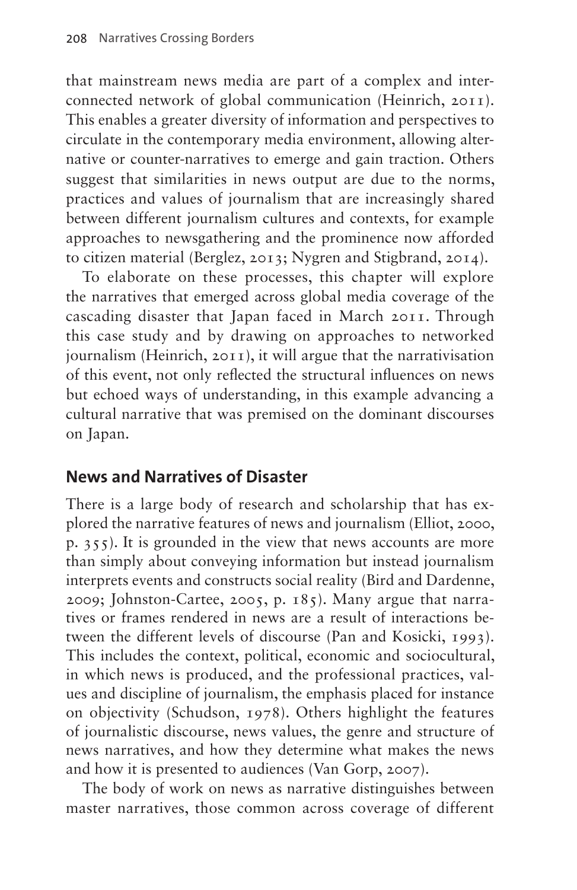that mainstream news media are part of a complex and interconnected network of global communication (Heinrich, 2011). This enables a greater diversity of information and perspectives to circulate in the contemporary media environment, allowing alternative or counter-narratives to emerge and gain traction. Others suggest that similarities in news output are due to the norms, practices and values of journalism that are increasingly shared between different journalism cultures and contexts, for example approaches to newsgathering and the prominence now afforded to citizen material (Berglez, 2013; Nygren and Stigbrand, 2014).

To elaborate on these processes, this chapter will explore the narratives that emerged across global media coverage of the cascading disaster that Japan faced in March 2011. Through this case study and by drawing on approaches to networked journalism (Heinrich, 2011), it will argue that the narrativisation of this event, not only reflected the structural influences on news but echoed ways of understanding, in this example advancing a cultural narrative that was premised on the dominant discourses on Japan.

## News and Narratives of Disaster

There is a large body of research and scholarship that has explored the narrative features of news and journalism (Elliot, 2000, p. 355). It is grounded in the view that news accounts are more than simply about conveying information but instead journalism interprets events and constructs social reality (Bird and Dardenne, 2009; Johnston-Cartee, 2005, p. 185). Many argue that narratives or frames rendered in news are a result of interactions between the different levels of discourse (Pan and Kosicki, 1993). This includes the context, political, economic and sociocultural, in which news is produced, and the professional practices, values and discipline of journalism, the emphasis placed for instance on objectivity (Schudson, 1978). Others highlight the features of journalistic discourse, news values, the genre and structure of news narratives, and how they determine what makes the news and how it is presented to audiences (Van Gorp, 2007).

The body of work on news as narrative distinguishes between master narratives, those common across coverage of different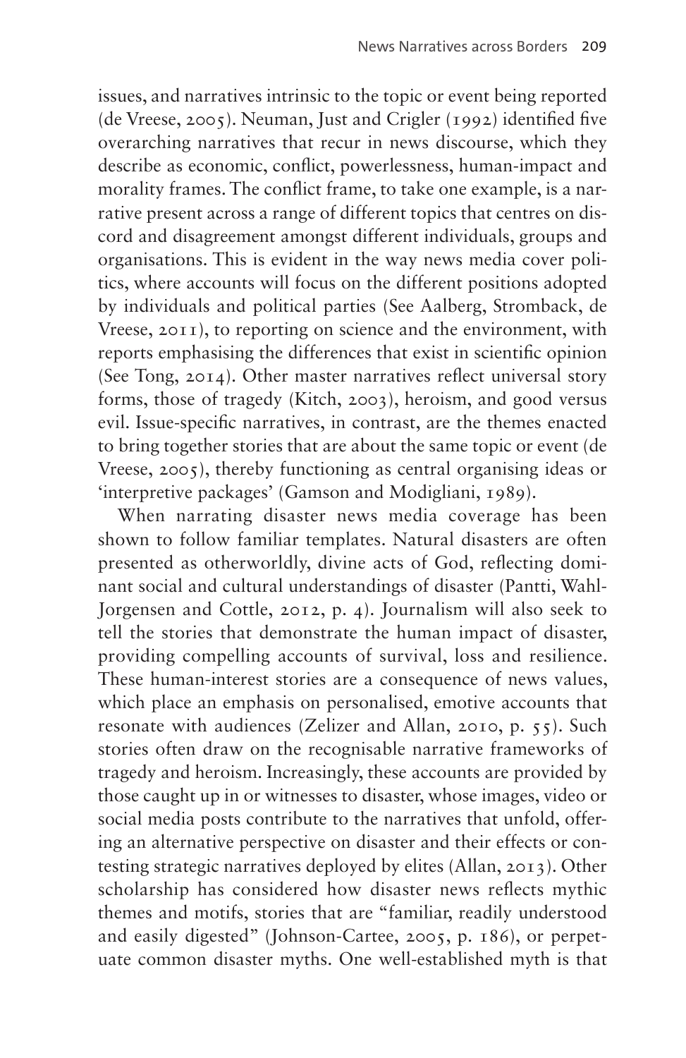issues, and narratives intrinsic to the topic or event being reported (de Vreese, 2005). Neuman, Just and Crigler (1992) identified five overarching narratives that recur in news discourse, which they describe as economic, conflict, powerlessness, human-impact and morality frames. The conflict frame, to take one example, is a narrative present across a range of different topics that centres on discord and disagreement amongst different individuals, groups and organisations. This is evident in the way news media cover politics, where accounts will focus on the different positions adopted by individuals and political parties (See Aalberg, Stromback, de Vreese, 2011), to reporting on science and the environment, with reports emphasising the differences that exist in scientific opinion (See Tong, 2014). Other master narratives reflect universal story forms, those of tragedy (Kitch, 2003), heroism, and good versus evil. Issue-specific narratives, in contrast, are the themes enacted to bring together stories that are about the same topic or event (de Vreese, 2005), thereby functioning as central organising ideas or 'interpretive packages' (Gamson and Modigliani, 1989).

When narrating disaster news media coverage has been shown to follow familiar templates. Natural disasters are often presented as otherworldly, divine acts of God, reflecting dominant social and cultural understandings of disaster (Pantti, Wahl-Jorgensen and Cottle, 2012, p. 4). Journalism will also seek to tell the stories that demonstrate the human impact of disaster, providing compelling accounts of survival, loss and resilience. These human-interest stories are a consequence of news values, which place an emphasis on personalised, emotive accounts that resonate with audiences (Zelizer and Allan, 2010, p. 55). Such stories often draw on the recognisable narrative frameworks of tragedy and heroism. Increasingly, these accounts are provided by those caught up in or witnesses to disaster, whose images, video or social media posts contribute to the narratives that unfold, offering an alternative perspective on disaster and their effects or contesting strategic narratives deployed by elites (Allan, 2013). Other scholarship has considered how disaster news reflects mythic themes and motifs, stories that are "familiar, readily understood and easily digested" (Johnson-Cartee, 2005, p. 186), or perpetuate common disaster myths. One well-established myth is that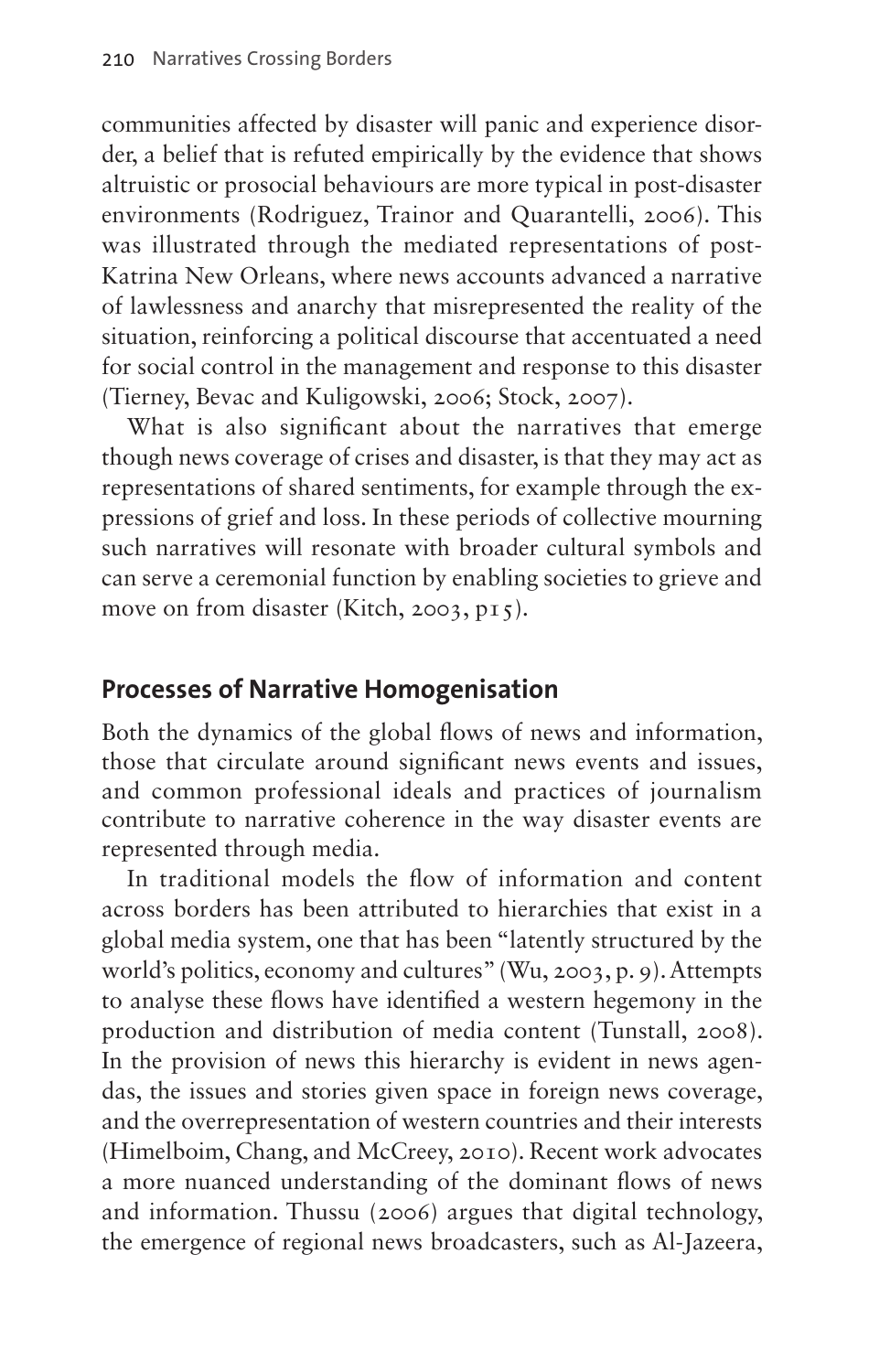communities affected by disaster will panic and experience disorder, a belief that is refuted empirically by the evidence that shows altruistic or prosocial behaviours are more typical in post-disaster environments (Rodriguez, Trainor and Quarantelli, 2006). This was illustrated through the mediated representations of post-Katrina New Orleans, where news accounts advanced a narrative of lawlessness and anarchy that misrepresented the reality of the situation, reinforcing a political discourse that accentuated a need for social control in the management and response to this disaster (Tierney, Bevac and Kuligowski, 2006; Stock, 2007).

What is also significant about the narratives that emerge though news coverage of crises and disaster, is that they may act as representations of shared sentiments, for example through the expressions of grief and loss. In these periods of collective mourning such narratives will resonate with broader cultural symbols and can serve a ceremonial function by enabling societies to grieve and move on from disaster (Kitch, 2003, p15).

## Processes of Narrative Homogenisation

Both the dynamics of the global flows of news and information, those that circulate around significant news events and issues, and common professional ideals and practices of journalism contribute to narrative coherence in the way disaster events are represented through media.

In traditional models the flow of information and content across borders has been attributed to hierarchies that exist in a global media system, one that has been "latently structured by the world's politics, economy and cultures" (Wu, 2003, p. 9). Attempts to analyse these flows have identified a western hegemony in the production and distribution of media content (Tunstall, 2008). In the provision of news this hierarchy is evident in news agendas, the issues and stories given space in foreign news coverage, and the overrepresentation of western countries and their interests (Himelboim, Chang, and McCreey, 2010). Recent work advocates a more nuanced understanding of the dominant flows of news and information. Thussu (2006) argues that digital technology, the emergence of regional news broadcasters, such as Al-Jazeera,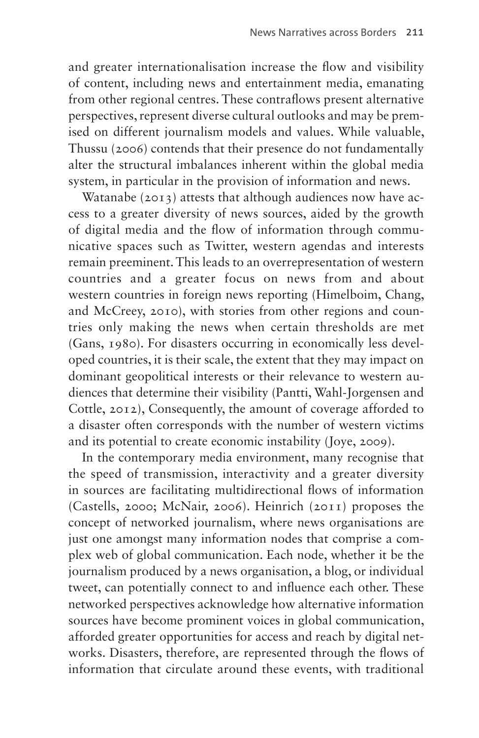and greater internationalisation increase the flow and visibility of content, including news and entertainment media, emanating from other regional centres. These contraflows present alternative perspectives, represent diverse cultural outlooks and may be premised on different journalism models and values. While valuable, Thussu (2006) contends that their presence do not fundamentally alter the structural imbalances inherent within the global media system, in particular in the provision of information and news.

Watanabe (2013) attests that although audiences now have access to a greater diversity of news sources, aided by the growth of digital media and the flow of information through communicative spaces such as Twitter, western agendas and interests remain preeminent. This leads to an overrepresentation of western countries and a greater focus on news from and about western countries in foreign news reporting (Himelboim, Chang, and McCreey, 2010), with stories from other regions and countries only making the news when certain thresholds are met (Gans, 1980). For disasters occurring in economically less developed countries, it is their scale, the extent that they may impact on dominant geopolitical interests or their relevance to western audiences that determine their visibility (Pantti, Wahl-Jorgensen and Cottle, 2012), Consequently, the amount of coverage afforded to a disaster often corresponds with the number of western victims and its potential to create economic instability (Joye, 2009).

In the contemporary media environment, many recognise that the speed of transmission, interactivity and a greater diversity in sources are facilitating multidirectional flows of information (Castells, 2000; McNair, 2006). Heinrich (2011) proposes the concept of networked journalism, where news organisations are just one amongst many information nodes that comprise a complex web of global communication. Each node, whether it be the journalism produced by a news organisation, a blog, or individual tweet, can potentially connect to and influence each other. These networked perspectives acknowledge how alternative information sources have become prominent voices in global communication, afforded greater opportunities for access and reach by digital networks. Disasters, therefore, are represented through the flows of information that circulate around these events, with traditional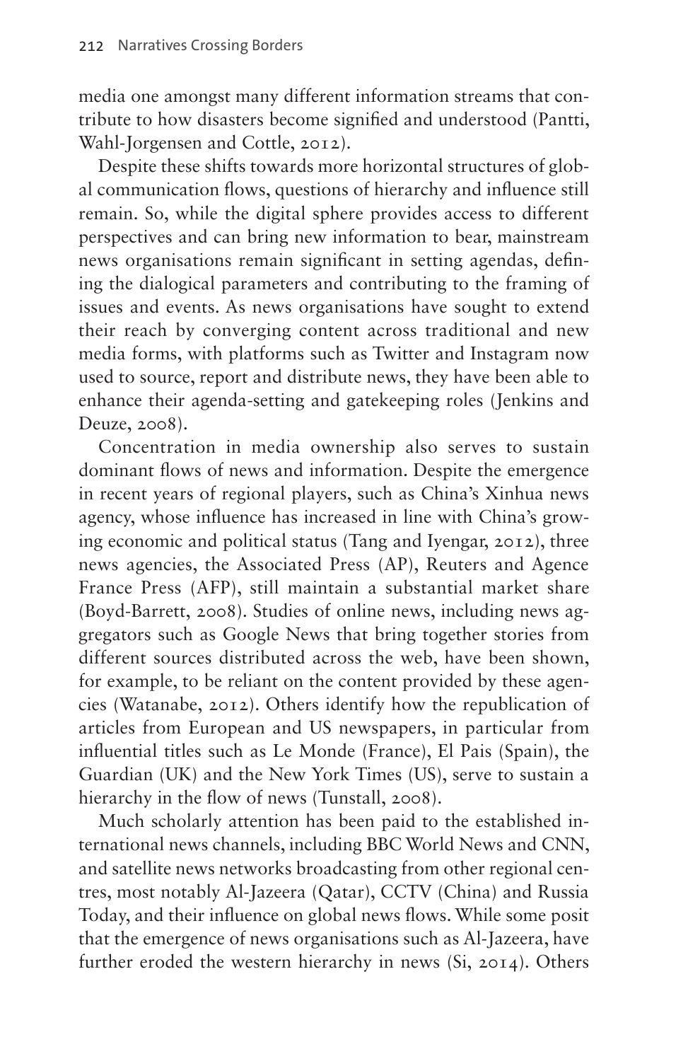media one amongst many different information streams that contribute to how disasters become signified and understood (Pantti, Wahl-Jorgensen and Cottle, 2012).

Despite these shifts towards more horizontal structures of global communication flows, questions of hierarchy and influence still remain. So, while the digital sphere provides access to different perspectives and can bring new information to bear, mainstream news organisations remain significant in setting agendas, defining the dialogical parameters and contributing to the framing of issues and events. As news organisations have sought to extend their reach by converging content across traditional and new media forms, with platforms such as Twitter and Instagram now used to source, report and distribute news, they have been able to enhance their agenda-setting and gatekeeping roles (Jenkins and Deuze, 2008).

Concentration in media ownership also serves to sustain dominant flows of news and information. Despite the emergence in recent years of regional players, such as China's Xinhua news agency, whose influence has increased in line with China's growing economic and political status (Tang and Iyengar, 2012), three news agencies, the Associated Press (AP), Reuters and Agence France Press (AFP), still maintain a substantial market share (Boyd-Barrett, 2008). Studies of online news, including news aggregators such as Google News that bring together stories from different sources distributed across the web, have been shown, for example, to be reliant on the content provided by these agencies (Watanabe, 2012). Others identify how the republication of articles from European and US newspapers, in particular from influential titles such as Le Monde (France), El Pais (Spain), the Guardian (UK) and the New York Times (US), serve to sustain a hierarchy in the flow of news (Tunstall, 2008).

Much scholarly attention has been paid to the established international news channels, including BBC World News and CNN, and satellite news networks broadcasting from other regional centres, most notably Al-Jazeera (Qatar), CCTV (China) and Russia Today, and their influence on global news flows. While some posit that the emergence of news organisations such as Al-Jazeera, have further eroded the western hierarchy in news (Si, 2014). Others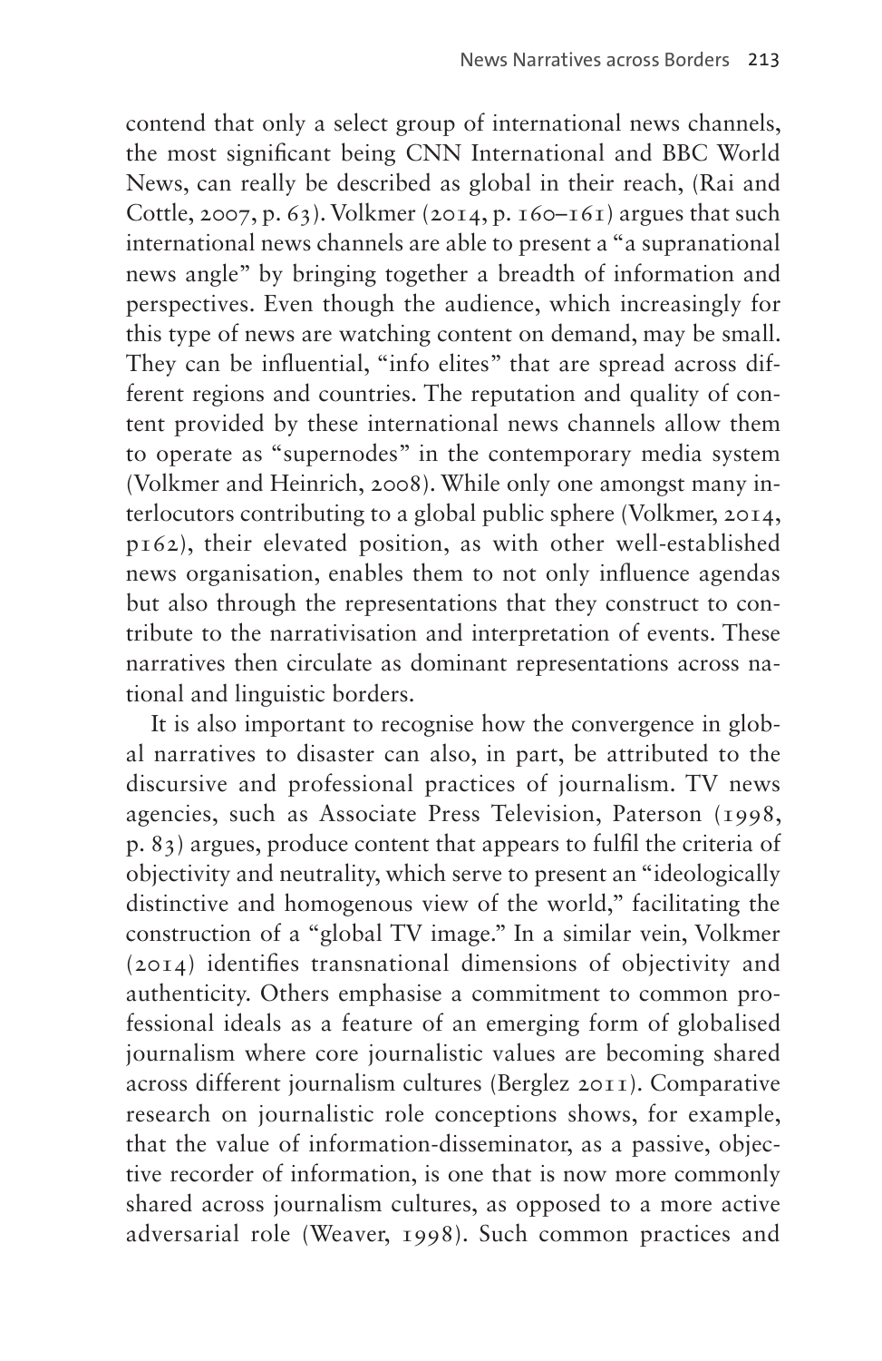contend that only a select group of international news channels, the most significant being CNN International and BBC World News, can really be described as global in their reach, (Rai and Cottle, 2007, p. 63). Volkmer (2014, p. 160–161) argues that such international news channels are able to present a "a supranational news angle" by bringing together a breadth of information and perspectives. Even though the audience, which increasingly for this type of news are watching content on demand, may be small. They can be influential, "info elites" that are spread across different regions and countries. The reputation and quality of content provided by these international news channels allow them to operate as "supernodes" in the contemporary media system (Volkmer and Heinrich, 2008). While only one amongst many interlocutors contributing to a global public sphere (Volkmer, 2014, p162), their elevated position, as with other well-established news organisation, enables them to not only influence agendas but also through the representations that they construct to contribute to the narrativisation and interpretation of events. These narratives then circulate as dominant representations across national and linguistic borders.

It is also important to recognise how the convergence in global narratives to disaster can also, in part, be attributed to the discursive and professional practices of journalism. TV news agencies, such as Associate Press Television, Paterson (1998, p. 83) argues, produce content that appears to fulfil the criteria of objectivity and neutrality, which serve to present an "ideologically distinctive and homogenous view of the world," facilitating the construction of a "global TV image." In a similar vein, Volkmer (2014) identifies transnational dimensions of objectivity and authenticity. Others emphasise a commitment to common professional ideals as a feature of an emerging form of globalised journalism where core journalistic values are becoming shared across different journalism cultures (Berglez 2011). Comparative research on journalistic role conceptions shows, for example, that the value of information-disseminator, as a passive, objective recorder of information, is one that is now more commonly shared across journalism cultures, as opposed to a more active adversarial role (Weaver, 1998). Such common practices and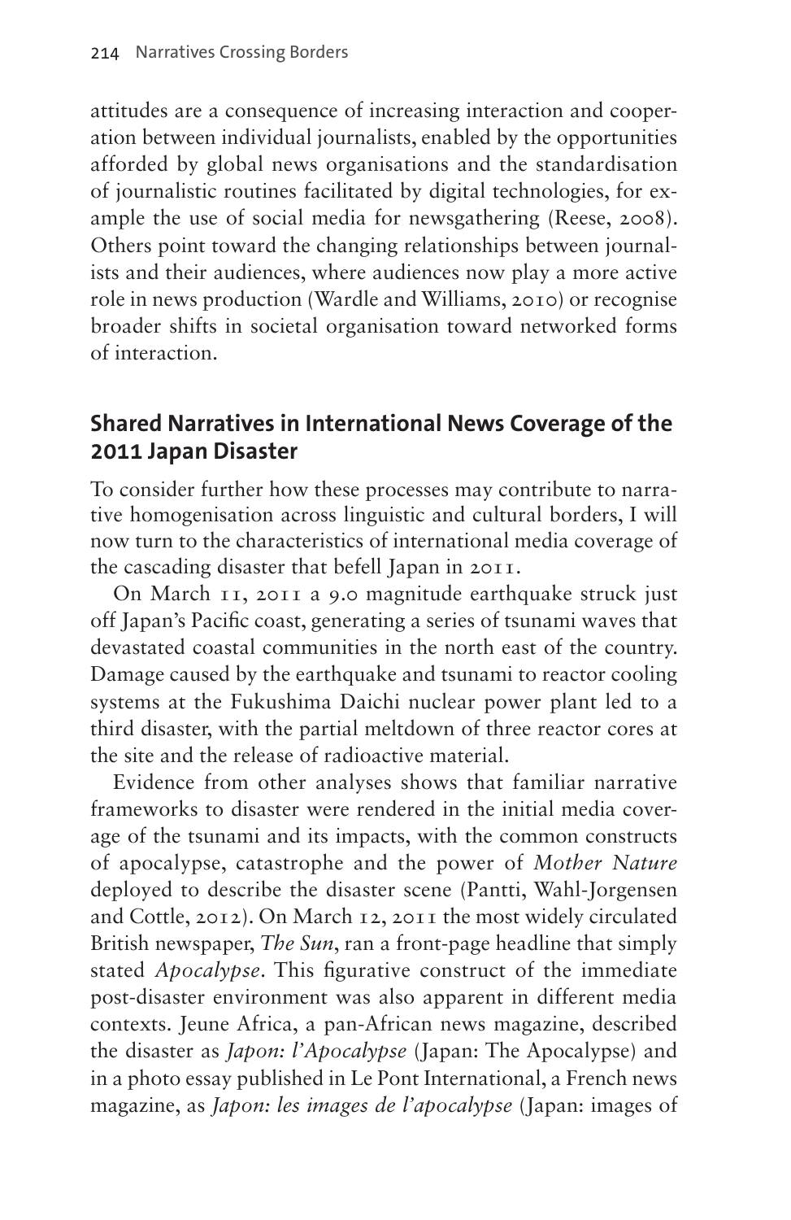attitudes are a consequence of increasing interaction and cooperation between individual journalists, enabled by the opportunities afforded by global news organisations and the standardisation of journalistic routines facilitated by digital technologies, for example the use of social media for newsgathering (Reese, 2008). Others point toward the changing relationships between journalists and their audiences, where audiences now play a more active role in news production (Wardle and Williams, 2010) or recognise broader shifts in societal organisation toward networked forms of interaction.

## Shared Narratives in International News Coverage of the 2011 Japan Disaster

To consider further how these processes may contribute to narrative homogenisation across linguistic and cultural borders, I will now turn to the characteristics of international media coverage of the cascading disaster that befell Japan in 2011.

On March 11, 2011 a 9.0 magnitude earthquake struck just off Japan's Pacific coast, generating a series of tsunami waves that devastated coastal communities in the north east of the country. Damage caused by the earthquake and tsunami to reactor cooling systems at the Fukushima Daichi nuclear power plant led to a third disaster, with the partial meltdown of three reactor cores at the site and the release of radioactive material.

Evidence from other analyses shows that familiar narrative frameworks to disaster were rendered in the initial media coverage of the tsunami and its impacts, with the common constructs of apocalypse, catastrophe and the power of *Mother Nature* deployed to describe the disaster scene (Pantti, Wahl-Jorgensen and Cottle, 2012). On March 12, 2011 the most widely circulated British newspaper, *The Sun*, ran a front-page headline that simply stated *Apocalypse*. This figurative construct of the immediate post-disaster environment was also apparent in different media contexts. Jeune Africa, a pan-African news magazine, described the disaster as *Japon: l'Apocalypse* (Japan: The Apocalypse) and in a photo essay published in Le Pont International, a French news magazine, as *Japon: les images de l'apocalypse* (Japan: images of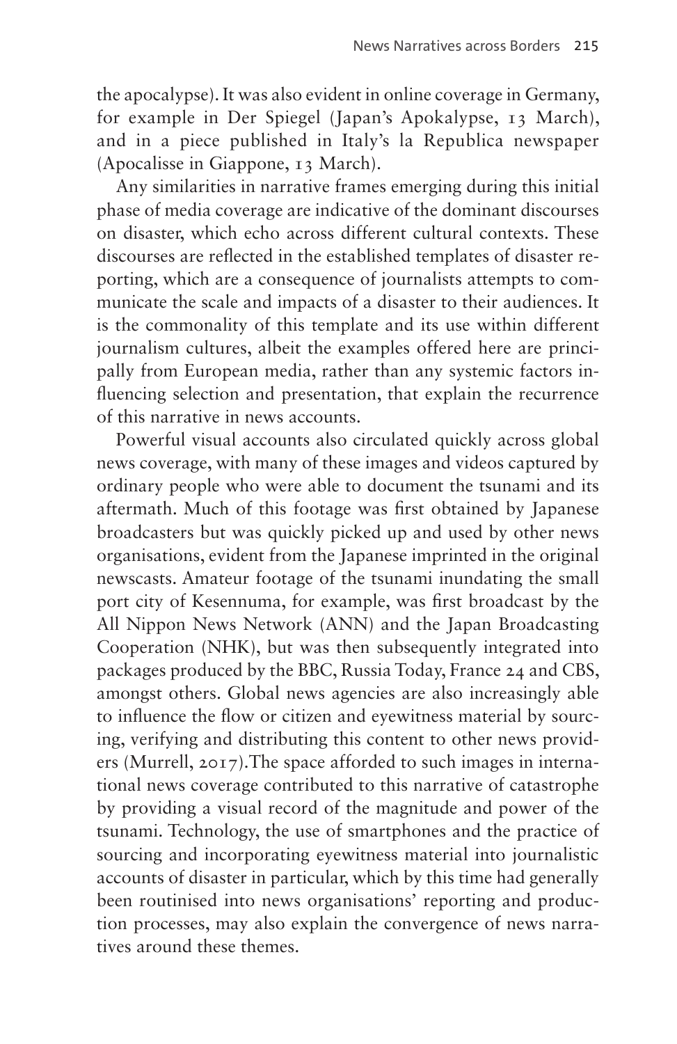the apocalypse). It was also evident in online coverage in Germany, for example in Der Spiegel (Japan's Apokalypse, 13 March), and in a piece published in Italy's la Republica newspaper (Apocalisse in Giappone, 13 March).

Any similarities in narrative frames emerging during this initial phase of media coverage are indicative of the dominant discourses on disaster, which echo across different cultural contexts. These discourses are reflected in the established templates of disaster reporting, which are a consequence of journalists attempts to communicate the scale and impacts of a disaster to their audiences. It is the commonality of this template and its use within different journalism cultures, albeit the examples offered here are principally from European media, rather than any systemic factors influencing selection and presentation, that explain the recurrence of this narrative in news accounts.

Powerful visual accounts also circulated quickly across global news coverage, with many of these images and videos captured by ordinary people who were able to document the tsunami and its aftermath. Much of this footage was first obtained by Japanese broadcasters but was quickly picked up and used by other news organisations, evident from the Japanese imprinted in the original newscasts. Amateur footage of the tsunami inundating the small port city of Kesennuma, for example, was first broadcast by the All Nippon News Network (ANN) and the Japan Broadcasting Cooperation (NHK), but was then subsequently integrated into packages produced by the BBC, Russia Today, France 24 and CBS, amongst others. Global news agencies are also increasingly able to influence the flow or citizen and eyewitness material by sourcing, verifying and distributing this content to other news providers (Murrell, 2017).The space afforded to such images in international news coverage contributed to this narrative of catastrophe by providing a visual record of the magnitude and power of the tsunami. Technology, the use of smartphones and the practice of sourcing and incorporating eyewitness material into journalistic accounts of disaster in particular, which by this time had generally been routinised into news organisations' reporting and production processes, may also explain the convergence of news narratives around these themes.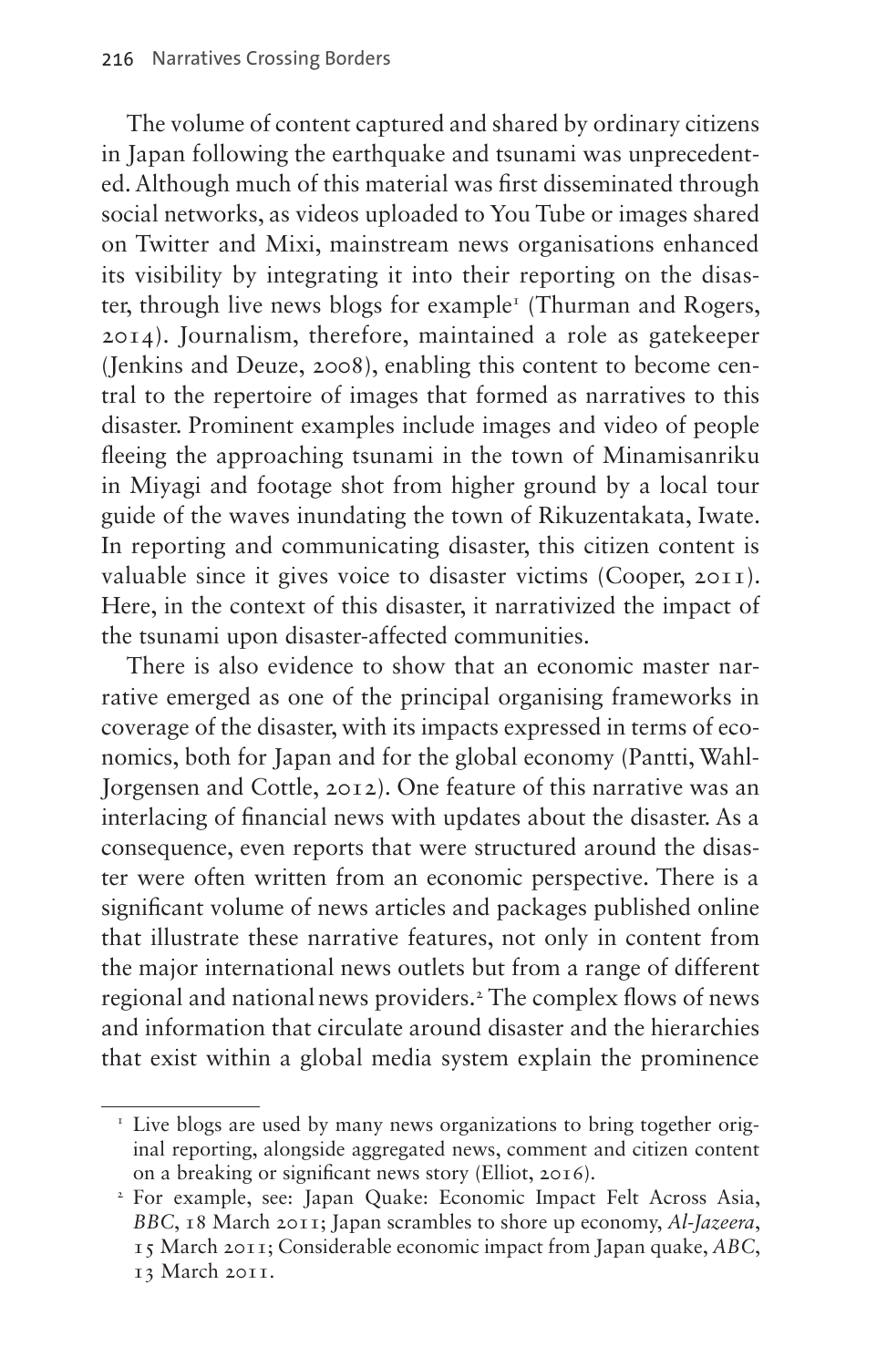The volume of content captured and shared by ordinary citizens in Japan following the earthquake and tsunami was unprecedented. Although much of this material was first disseminated through social networks, as videos uploaded to You Tube or images shared on Twitter and Mixi, mainstream news organisations enhanced its visibility by integrating it into their reporting on the disaster, through live news blogs for example[1] (Thurman and Rogers, 2014). Journalism, therefore, maintained a role as gatekeeper (Jenkins and Deuze, 2008), enabling this content to become central to the repertoire of images that formed as narratives to this disaster. Prominent examples include images and video of people fleeing the approaching tsunami in the town of Minamisanriku in Miyagi and footage shot from higher ground by a local tour guide of the waves inundating the town of Rikuzentakata, Iwate. In reporting and communicating disaster, this citizen content is valuable since it gives voice to disaster victims (Cooper, 2011). Here, in the context of this disaster, it narrativized the impact of the tsunami upon disaster-affected communities.

There is also evidence to show that an economic master narrative emerged as one of the principal organising frameworks in coverage of the disaster, with its impacts expressed in terms of economics, both for Japan and for the global economy (Pantti, Wahl-Jorgensen and Cottle, 2012). One feature of this narrative was an interlacing of financial news with updates about the disaster. As a consequence, even reports that were structured around the disaster were often written from an economic perspective. There is a significant volume of news articles and packages published online that illustrate these narrative features, not only in content from the major international news outlets but from a range of different regional and national news providers.[2] The complex flows of news and information that circulate around disaster and the hierarchies that exist within a global media system explain the prominence

[1] Live blogs are used by many news organizations to bring together original reporting, alongside aggregated news, comment and citizen content on a breaking or significant news story (Elliot, 2016).

[2] For example, see: Japan Quake: Economic Impact Felt Across Asia, *BBC*, 18 March 2011; Japan scrambles to shore up economy, *Al-Jazeera*, 15 March 2011; Considerable economic impact from Japan quake, *ABC*, 13 March 2011.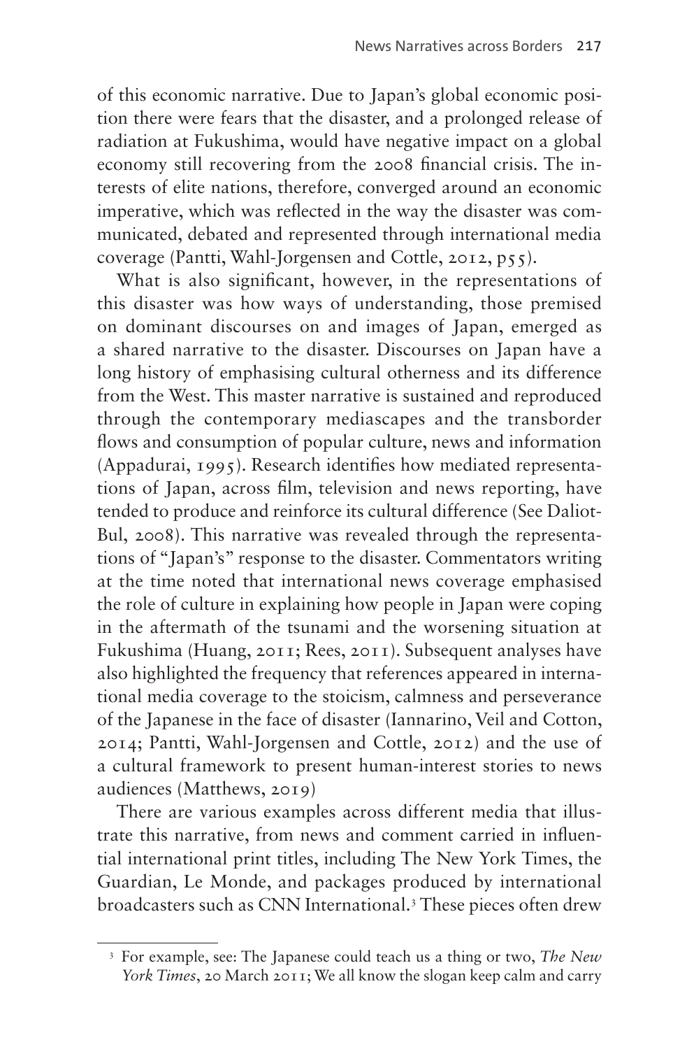of this economic narrative. Due to Japan's global economic position there were fears that the disaster, and a prolonged release of radiation at Fukushima, would have negative impact on a global economy still recovering from the 2008 financial crisis. The interests of elite nations, therefore, converged around an economic imperative, which was reflected in the way the disaster was communicated, debated and represented through international media coverage (Pantti, Wahl-Jorgensen and Cottle, 2012, p55).

What is also significant, however, in the representations of this disaster was how ways of understanding, those premised on dominant discourses on and images of Japan, emerged as a shared narrative to the disaster. Discourses on Japan have a long history of emphasising cultural otherness and its difference from the West. This master narrative is sustained and reproduced through the contemporary mediascapes and the transborder flows and consumption of popular culture, news and information (Appadurai, 1995). Research identifies how mediated representations of Japan, across film, television and news reporting, have tended to produce and reinforce its cultural difference (See Daliot-Bul, 2008). This narrative was revealed through the representations of "Japan's" response to the disaster. Commentators writing at the time noted that international news coverage emphasised the role of culture in explaining how people in Japan were coping in the aftermath of the tsunami and the worsening situation at Fukushima (Huang, 2011; Rees, 2011). Subsequent analyses have also highlighted the frequency that references appeared in international media coverage to the stoicism, calmness and perseverance of the Japanese in the face of disaster (Iannarino, Veil and Cotton, 2014; Pantti, Wahl-Jorgensen and Cottle, 2012) and the use of a cultural framework to present human-interest stories to news audiences (Matthews, 2019)

There are various examples across different media that illustrate this narrative, from news and comment carried in influential international print titles, including The New York Times, the Guardian, Le Monde, and packages produced by international broadcasters such as CNN International.[3] These pieces often drew

---

[3] For example, see: The Japanese could teach us a thing or two, *The New York Times*, 20 March 2011; We all know the slogan keep calm and carry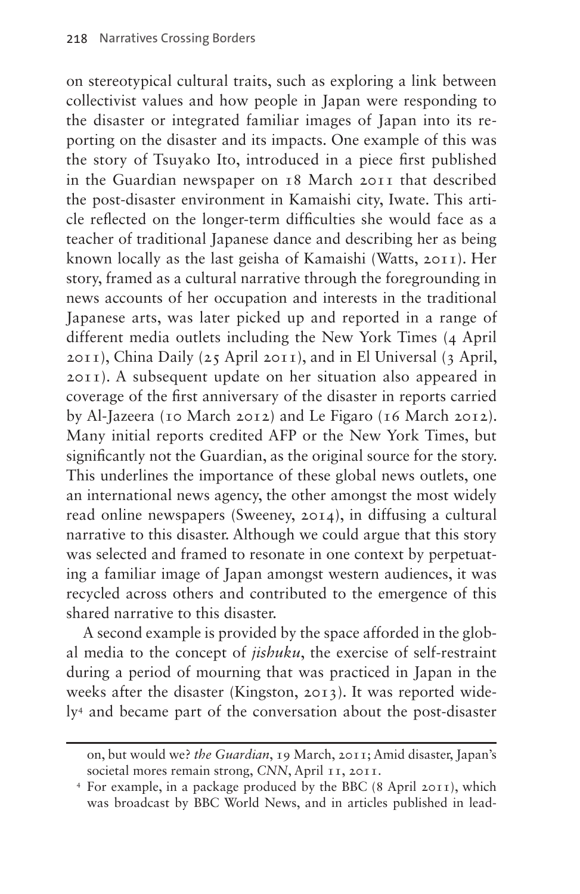on stereotypical cultural traits, such as exploring a link between collectivist values and how people in Japan were responding to the disaster or integrated familiar images of Japan into its reporting on the disaster and its impacts. One example of this was the story of Tsuyako Ito, introduced in a piece first published in the Guardian newspaper on 18 March 2011 that described the post-disaster environment in Kamaishi city, Iwate. This article reflected on the longer-term difficulties she would face as a teacher of traditional Japanese dance and describing her as being known locally as the last geisha of Kamaishi (Watts, 2011). Her story, framed as a cultural narrative through the foregrounding in news accounts of her occupation and interests in the traditional Japanese arts, was later picked up and reported in a range of different media outlets including the New York Times (4 April 2011), China Daily (25 April 2011), and in El Universal (3 April, 2011). A subsequent update on her situation also appeared in coverage of the first anniversary of the disaster in reports carried by Al-Jazeera (10 March 2012) and Le Figaro (16 March 2012). Many initial reports credited AFP or the New York Times, but significantly not the Guardian, as the original source for the story. This underlines the importance of these global news outlets, one an international news agency, the other amongst the most widely read online newspapers (Sweeney, 2014), in diffusing a cultural narrative to this disaster. Although we could argue that this story was selected and framed to resonate in one context by perpetuating a familiar image of Japan amongst western audiences, it was recycled across others and contributed to the emergence of this shared narrative to this disaster.

A second example is provided by the space afforded in the global media to the concept of *jishuku*, the exercise of self-restraint during a period of mourning that was practiced in Japan in the weeks after the disaster (Kingston, 2013). It was reported widely[4] and became part of the conversation about the post-disaster

on, but would we? *the Guardian*, 19 March, 2011; Amid disaster, Japan's societal mores remain strong, *CNN*, April 11, 2011.

[4] For example, in a package produced by the BBC (8 April 2011), which was broadcast by BBC World News, and in articles published in lead-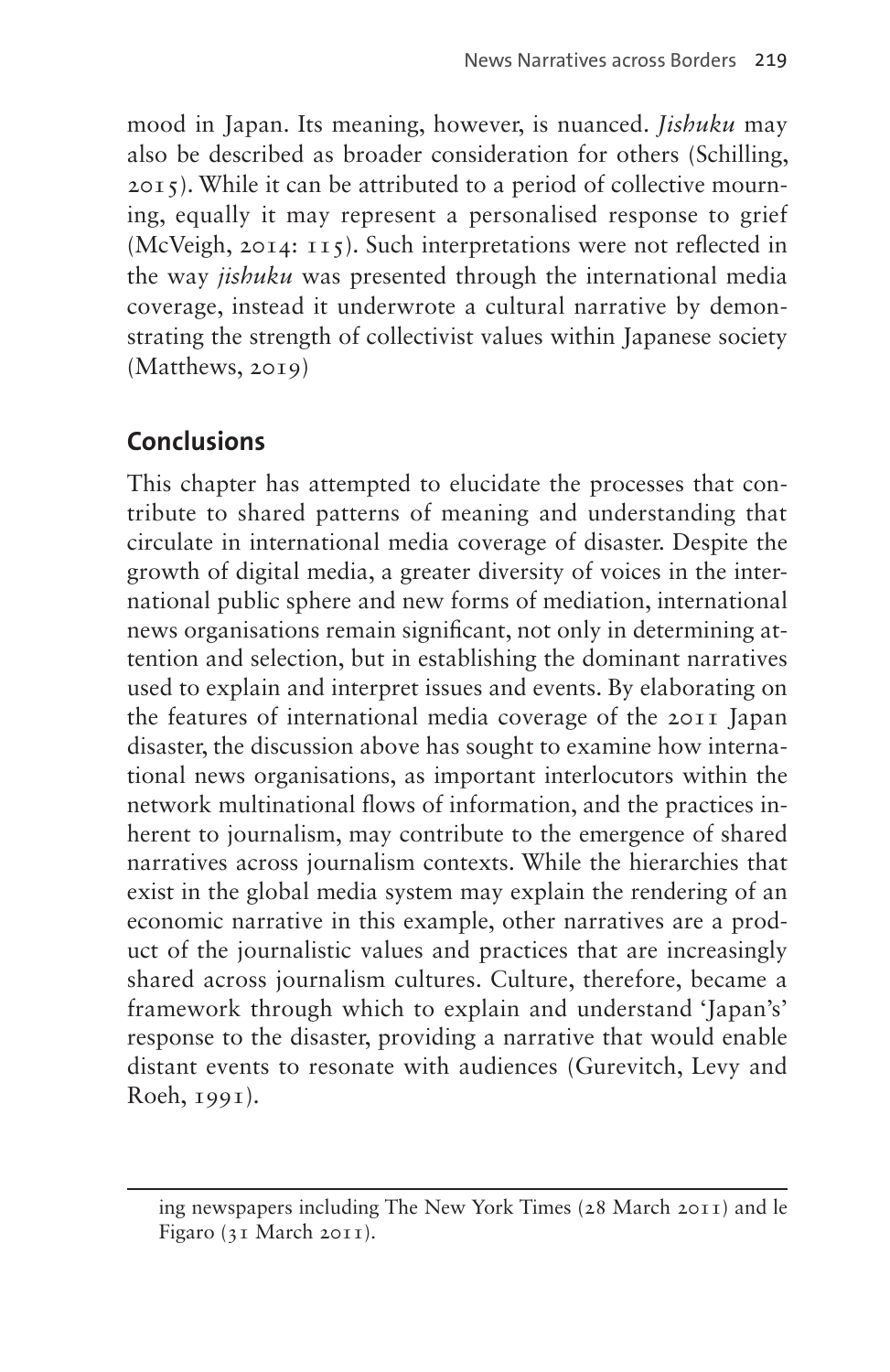mood in Japan. Its meaning, however, is nuanced. *Jishuku* may also be described as broader consideration for others (Schilling, 2015). While it can be attributed to a period of collective mourning, equally it may represent a personalised response to grief (McVeigh, 2014: 115). Such interpretations were not reflected in the way *jishuku* was presented through the international media coverage, instead it underwrote a cultural narrative by demonstrating the strength of collectivist values within Japanese society (Matthews, 2019)

## Conclusions

This chapter has attempted to elucidate the processes that contribute to shared patterns of meaning and understanding that circulate in international media coverage of disaster. Despite the growth of digital media, a greater diversity of voices in the international public sphere and new forms of mediation, international news organisations remain significant, not only in determining attention and selection, but in establishing the dominant narratives used to explain and interpret issues and events. By elaborating on the features of international media coverage of the 2011 Japan disaster, the discussion above has sought to examine how international news organisations, as important interlocutors within the network multinational flows of information, and the practices inherent to journalism, may contribute to the emergence of shared narratives across journalism contexts. While the hierarchies that exist in the global media system may explain the rendering of an economic narrative in this example, other narratives are a product of the journalistic values and practices that are increasingly shared across journalism cultures. Culture, therefore, became a framework through which to explain and understand 'Japan's' response to the disaster, providing a narrative that would enable distant events to resonate with audiences (Gurevitch, Levy and Roeh, 1991).

---

ing newspapers including The New York Times (28 March 2011) and le Figaro (31 March 2011).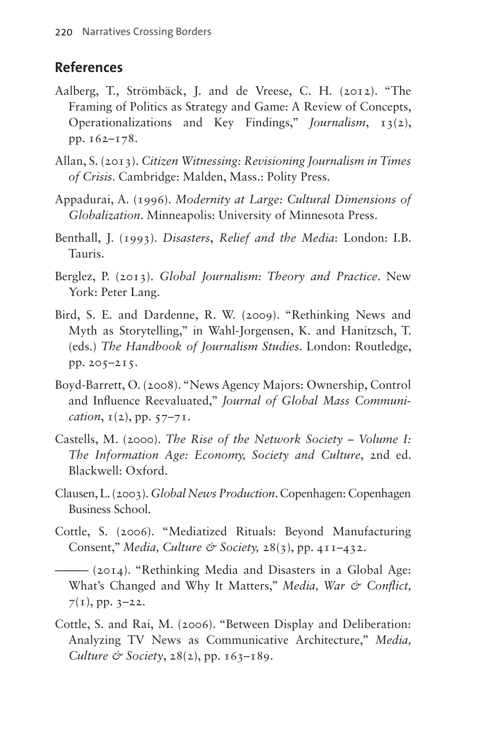## References

Aalberg, T., Strömbäck, J. and de Vreese, C. H. (2012). "The Framing of Politics as Strategy and Game: A Review of Concepts, Operationalizations and Key Findings," *Journalism*, 13(2), pp. 162–178.

Allan, S. (2013). *Citizen Witnessing: Revisioning Journalism in Times of Crisis*. Cambridge: Malden, Mass.: Polity Press.

Appadurai, A. (1996). *Modernity at Large: Cultural Dimensions of Globalization*. Minneapolis: University of Minnesota Press.

Benthall, J. (1993). *Disasters, Relief and the Media*: London: I.B. Tauris.

Berglez, P. (2013). *Global Journalism: Theory and Practice*. New York: Peter Lang.

Bird, S. E. and Dardenne, R. W. (2009). "Rethinking News and Myth as Storytelling," in Wahl-Jorgensen, K. and Hanitzsch, T. (eds.) *The Handbook of Journalism Studies*. London: Routledge, pp. 205–215.

Boyd-Barrett, O. (2008). "News Agency Majors: Ownership, Control and Influence Reevaluated," *Journal of Global Mass Communication*, 1(2), pp. 57–71.

Castells, M. (2000). *The Rise of the Network Society – Volume I: The Information Age: Economy, Society and Culture*, 2nd ed. Blackwell: Oxford.

Clausen, L. (2003). *Global News Production*. Copenhagen: Copenhagen Business School.

Cottle, S. (2006). "Mediatized Rituals: Beyond Manufacturing Consent," *Media, Culture & Society,* 28(3), pp. 411–432.

——— (2014). "Rethinking Media and Disasters in a Global Age: What's Changed and Why It Matters," *Media, War & Conflict,* 7(1), pp. 3–22.

Cottle, S. and Rai, M. (2006). "Between Display and Deliberation: Analyzing TV News as Communicative Architecture," *Media, Culture & Society*, 28(2), pp. 163–189.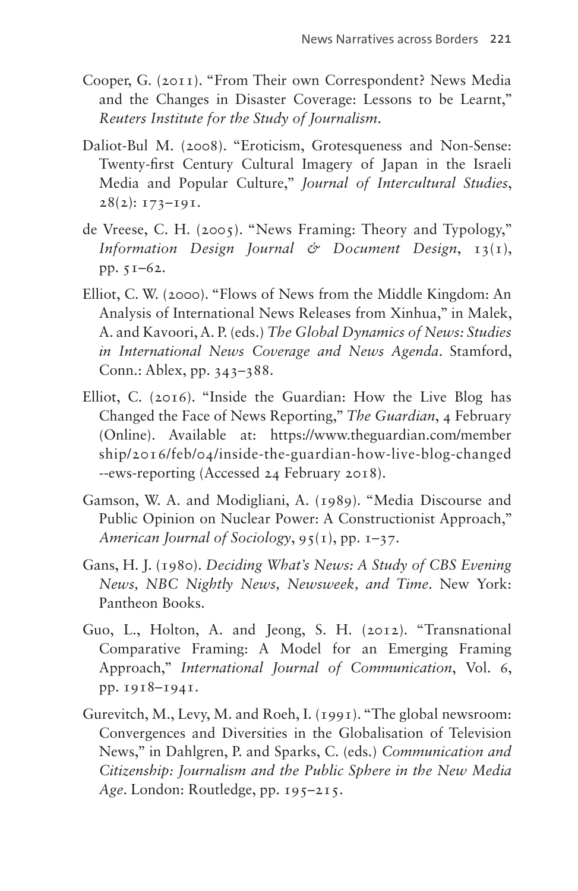Cooper, G. (2011). "From Their own Correspondent? News Media and the Changes in Disaster Coverage: Lessons to be Learnt," *Reuters Institute for the Study of Journalism*.

Daliot-Bul M. (2008). "Eroticism, Grotesqueness and Non-Sense: Twenty-first Century Cultural Imagery of Japan in the Israeli Media and Popular Culture," *Journal of Intercultural Studies*, 28(2): 173–191.

de Vreese, C. H. (2005). "News Framing: Theory and Typology," *Information Design Journal & Document Design*, 13(1), pp. 51–62.

Elliot, C. W. (2000). "Flows of News from the Middle Kingdom: An Analysis of International News Releases from Xinhua," in Malek, A. and Kavoori, A. P. (eds.) *The Global Dynamics of News: Studies in International News Coverage and News Agenda*. Stamford, Conn.: Ablex, pp. 343–388.

Elliot, C. (2016). "Inside the Guardian: How the Live Blog has Changed the Face of News Reporting," *The Guardian*, 4 February (Online). Available at: https://www.theguardian.com/membership/2016/feb/04/inside-the-guardian-how-live-blog-changed--ews-reporting (Accessed 24 February 2018).

Gamson, W. A. and Modigliani, A. (1989). "Media Discourse and Public Opinion on Nuclear Power: A Constructionist Approach," *American Journal of Sociology*, 95(1), pp. 1–37.

Gans, H. J. (1980). *Deciding What's News: A Study of CBS Evening News, NBC Nightly News, Newsweek, and Time*. New York: Pantheon Books.

Guo, L., Holton, A. and Jeong, S. H. (2012). "Transnational Comparative Framing: A Model for an Emerging Framing Approach," *International Journal of Communication*, Vol. 6, pp. 1918–1941.

Gurevitch, M., Levy, M. and Roeh, I. (1991). "The global newsroom: Convergences and Diversities in the Globalisation of Television News," in Dahlgren, P. and Sparks, C. (eds.) *Communication and Citizenship: Journalism and the Public Sphere in the New Media Age*. London: Routledge, pp. 195–215.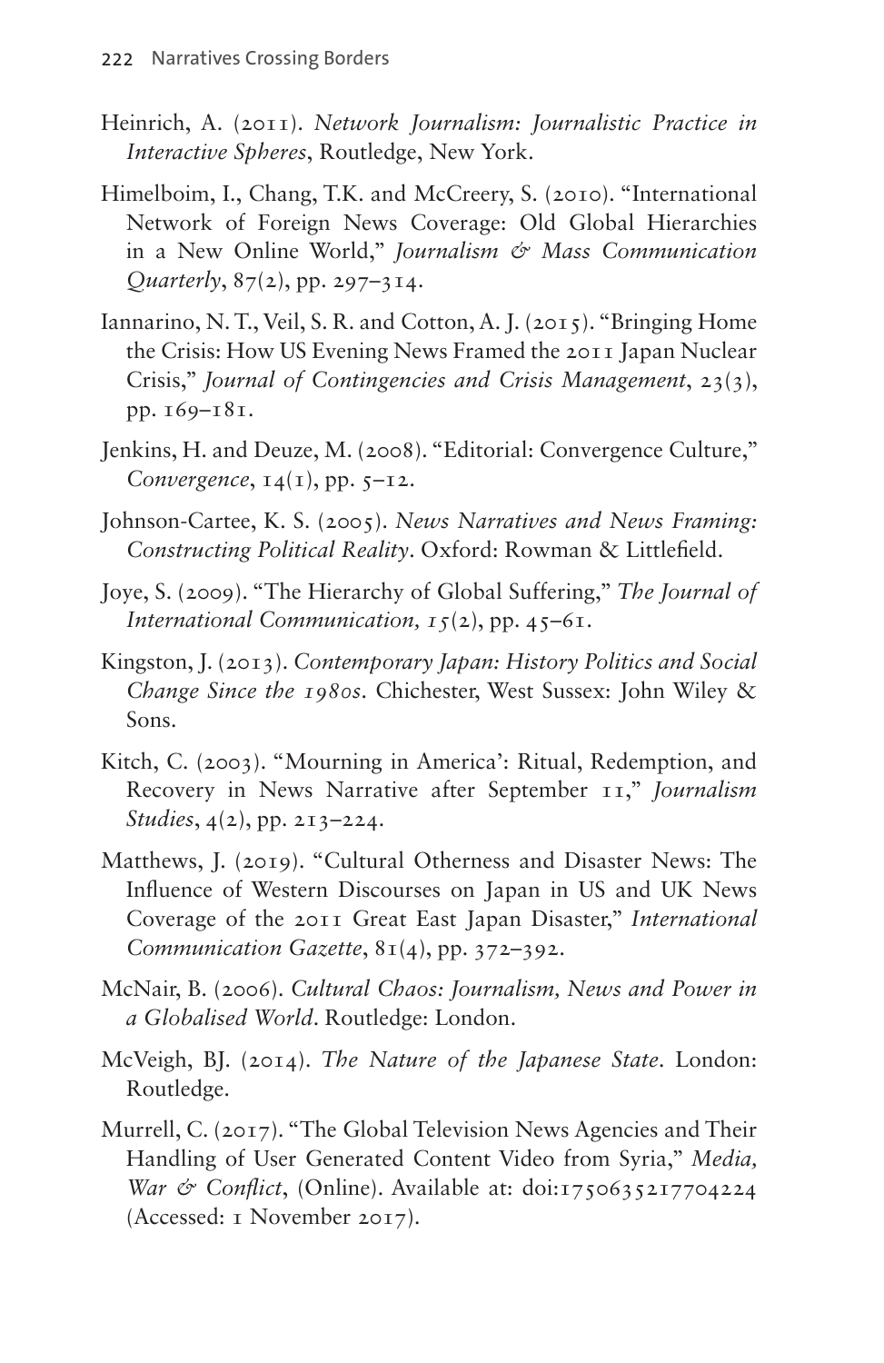Heinrich, A. (2011). *Network Journalism: Journalistic Practice in Interactive Spheres*, Routledge, New York.

Himelboim, I., Chang, T.K. and McCreery, S. (2010). "International Network of Foreign News Coverage: Old Global Hierarchies in a New Online World," *Journalism & Mass Communication Quarterly*, 87(2), pp. 297–314.

Iannarino, N. T., Veil, S. R. and Cotton, A. J. (2015). "Bringing Home the Crisis: How US Evening News Framed the 2011 Japan Nuclear Crisis," *Journal of Contingencies and Crisis Management*, 23(3), pp. 169–181.

Jenkins, H. and Deuze, M. (2008). "Editorial: Convergence Culture," *Convergence*, 14(1), pp. 5–12.

Johnson-Cartee, K. S. (2005). *News Narratives and News Framing: Constructing Political Reality*. Oxford: Rowman & Littlefield.

Joye, S. (2009). "The Hierarchy of Global Suffering," *The Journal of International Communication, 15*(2), pp. 45–61.

Kingston, J. (2013). *Contemporary Japan: History Politics and Social Change Since the 1980s*. Chichester, West Sussex: John Wiley & Sons.

Kitch, C. (2003). "Mourning in America': Ritual, Redemption, and Recovery in News Narrative after September 11," *Journalism Studies*, 4(2), pp. 213–224.

Matthews, J. (2019). "Cultural Otherness and Disaster News: The Influence of Western Discourses on Japan in US and UK News Coverage of the 2011 Great East Japan Disaster," *International Communication Gazette*, 81(4), pp. 372–392.

McNair, B. (2006). *Cultural Chaos: Journalism, News and Power in a Globalised World*. Routledge: London.

McVeigh, BJ. (2014). *The Nature of the Japanese State*. London: Routledge.

Murrell, C. (2017). "The Global Television News Agencies and Their Handling of User Generated Content Video from Syria," *Media, War & Conflict*, (Online). Available at: doi:1750635217704224 (Accessed: 1 November 2017).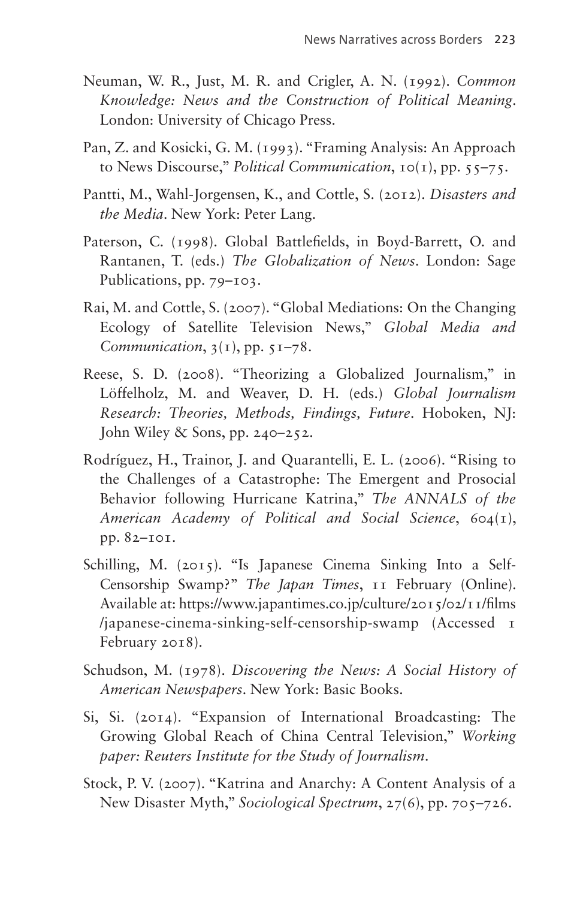Neuman, W. R., Just, M. R. and Crigler, A. N. (1992). *Common Knowledge: News and the Construction of Political Meaning*. London: University of Chicago Press.

Pan, Z. and Kosicki, G. M. (1993). "Framing Analysis: An Approach to News Discourse," *Political Communication*, 10(1), pp. 55–75.

Pantti, M., Wahl-Jorgensen, K., and Cottle, S. (2012). *Disasters and the Media*. New York: Peter Lang.

Paterson, C. (1998). Global Battlefields, in Boyd-Barrett, O. and Rantanen, T. (eds.) *The Globalization of News*. London: Sage Publications, pp. 79–103.

Rai, M. and Cottle, S. (2007). "Global Mediations: On the Changing Ecology of Satellite Television News," *Global Media and Communication*, 3(1), pp. 51–78.

Reese, S. D. (2008). "Theorizing a Globalized Journalism," in Löffelholz, M. and Weaver, D. H. (eds.) *Global Journalism Research: Theories, Methods, Findings, Future*. Hoboken, NJ: John Wiley & Sons, pp. 240–252.

Rodríguez, H., Trainor, J. and Quarantelli, E. L. (2006). "Rising to the Challenges of a Catastrophe: The Emergent and Prosocial Behavior following Hurricane Katrina," *The ANNALS of the American Academy of Political and Social Science*, 604(1), pp. 82–101.

Schilling, M. (2015). "Is Japanese Cinema Sinking Into a Self-Censorship Swamp?" *The Japan Times*, 11 February (Online). Available at: https://www.japantimes.co.jp/culture/2015/02/11/films/japanese-cinema-sinking-self-censorship-swamp (Accessed 1 February 2018).

Schudson, M. (1978). *Discovering the News: A Social History of American Newspapers*. New York: Basic Books.

Si, Si. (2014). "Expansion of International Broadcasting: The Growing Global Reach of China Central Television," *Working paper: Reuters Institute for the Study of Journalism*.

Stock, P. V. (2007). "Katrina and Anarchy: A Content Analysis of a New Disaster Myth," *Sociological Spectrum*, 27(6), pp. 705–726.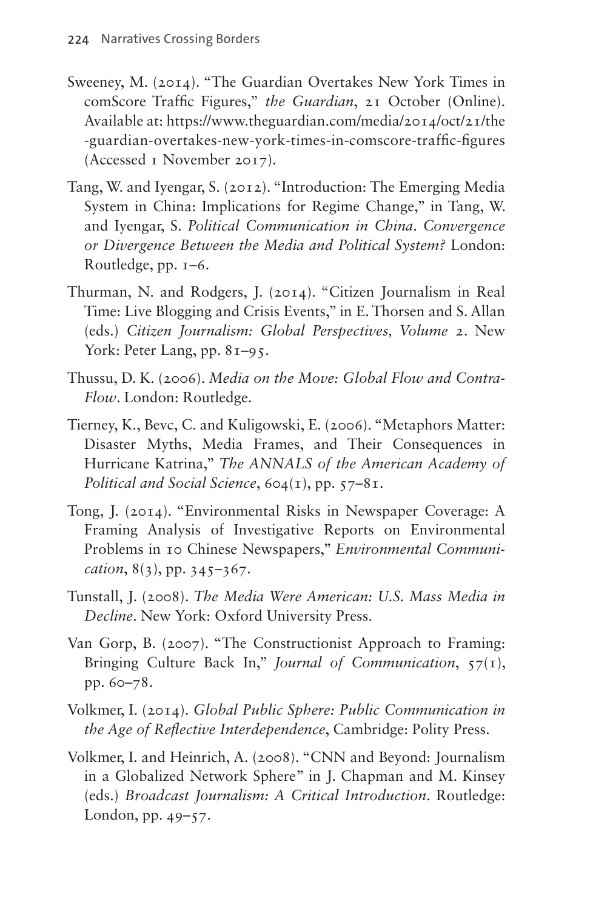Sweeney, M. (2014). "The Guardian Overtakes New York Times in comScore Traffic Figures," *the Guardian*, 21 October (Online). Available at: https://www.theguardian.com/media/2014/oct/21/the-guardian-overtakes-new-york-times-in-comscore-traffic-figures (Accessed 1 November 2017).

Tang, W. and Iyengar, S. (2012). "Introduction: The Emerging Media System in China: Implications for Regime Change," in Tang, W. and Iyengar, S. *Political Communication in China. Convergence or Divergence Between the Media and Political System?* London: Routledge, pp. 1–6.

Thurman, N. and Rodgers, J. (2014). "Citizen Journalism in Real Time: Live Blogging and Crisis Events," in E. Thorsen and S. Allan (eds.) *Citizen Journalism: Global Perspectives, Volume 2*. New York: Peter Lang, pp. 81–95.

Thussu, D. K. (2006). *Media on the Move: Global Flow and Contra-Flow*. London: Routledge.

Tierney, K., Bevc, C. and Kuligowski, E. (2006). "Metaphors Matter: Disaster Myths, Media Frames, and Their Consequences in Hurricane Katrina," *The ANNALS of the American Academy of Political and Social Science*, 604(1), pp. 57–81.

Tong, J. (2014). "Environmental Risks in Newspaper Coverage: A Framing Analysis of Investigative Reports on Environmental Problems in 10 Chinese Newspapers," *Environmental Communication*, 8(3), pp. 345–367.

Tunstall, J. (2008). *The Media Were American: U.S. Mass Media in Decline*. New York: Oxford University Press.

Van Gorp, B. (2007). "The Constructionist Approach to Framing: Bringing Culture Back In," *Journal of Communication*, 57(1), pp. 60–78.

Volkmer, I. (2014). *Global Public Sphere: Public Communication in the Age of Reflective Interdependence*, Cambridge: Polity Press.

Volkmer, I. and Heinrich, A. (2008). "CNN and Beyond: Journalism in a Globalized Network Sphere" in J. Chapman and M. Kinsey (eds.) *Broadcast Journalism: A Critical Introduction*. Routledge: London, pp. 49–57.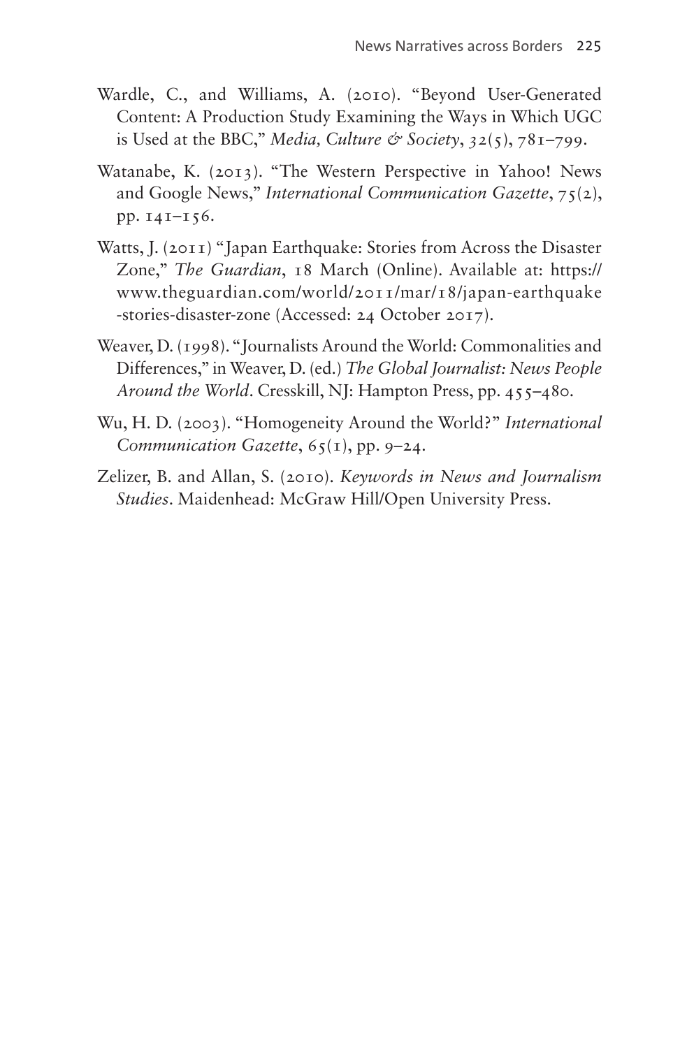Wardle, C., and Williams, A. (2010). "Beyond User-Generated Content: A Production Study Examining the Ways in Which UGC is Used at the BBC," *Media, Culture & Society*, *32*(5), 781–799.

Watanabe, K. (2013). "The Western Perspective in Yahoo! News and Google News," *International Communication Gazette*, 75(2), pp. 141–156.

Watts, J. (2011) "Japan Earthquake: Stories from Across the Disaster Zone," *The Guardian*, 18 March (Online). Available at: https://www.theguardian.com/world/2011/mar/18/japan-earthquake-stories-disaster-zone (Accessed: 24 October 2017).

Weaver, D. (1998). "Journalists Around the World: Commonalities and Differences," in Weaver, D. (ed.) *The Global Journalist: News People Around the World*. Cresskill, NJ: Hampton Press, pp. 455–480.

Wu, H. D. (2003). "Homogeneity Around the World?" *International Communication Gazette*, 65(1), pp. 9–24.

Zelizer, B. and Allan, S. (2010). *Keywords in News and Journalism Studies*. Maidenhead: McGraw Hill/Open University Press.